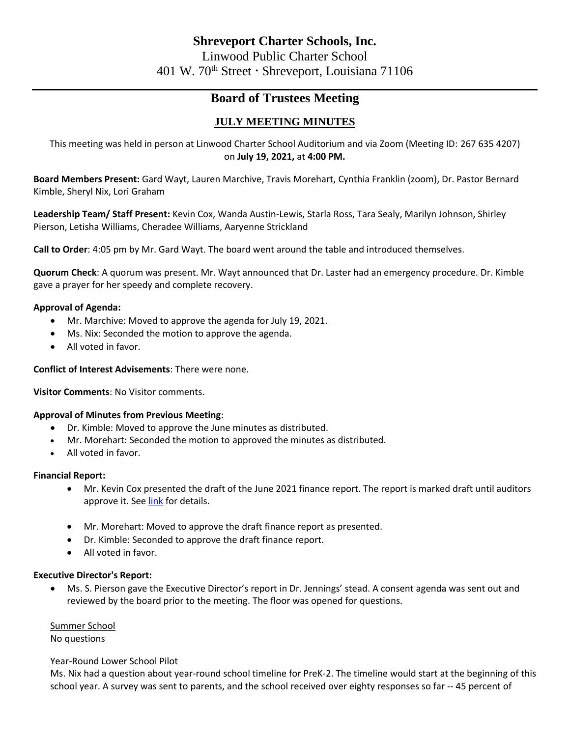# Shreveport Charter Schools, Inc.

Linwood Public Charter School
401 W. 70th Street · Shreveport, Louisiana 71106

## Board of Trustees Meeting

### JULY MEETING MINUTES

This meeting was held in person at Linwood Charter School Auditorium and via Zoom (Meeting ID: 267 635 4207) on **July 19, 2021,** at **4:00 PM.**

**Board Members Present:** Gard Wayt, Lauren Marchive, Travis Morehart, Cynthia Franklin (zoom), Dr. Pastor Bernard Kimble, Sheryl Nix, Lori Graham

**Leadership Team/ Staff Present:** Kevin Cox, Wanda Austin-Lewis, Starla Ross, Tara Sealy, Marilyn Johnson, Shirley Pierson, Letisha Williams, Cheradee Williams, Aaryenne Strickland

**Call to Order**: 4:05 pm by Mr. Gard Wayt. The board went around the table and introduced themselves.

**Quorum Check**: A quorum was present. Mr. Wayt announced that Dr. Laster had an emergency procedure. Dr. Kimble gave a prayer for her speedy and complete recovery.

**Approval of Agenda:**

- Mr. Marchive: Moved to approve the agenda for July 19, 2021.
- Ms. Nix: Seconded the motion to approve the agenda.
- All voted in favor.

**Conflict of Interest Advisements**: There were none.

**Visitor Comments**: No Visitor comments.

**Approval of Minutes from Previous Meeting**:

- Dr. Kimble: Moved to approve the June minutes as distributed.
- Mr. Morehart: Seconded the motion to approved the minutes as distributed.
- All voted in favor.

**Financial Report:**

- Mr. Kevin Cox presented the draft of the June 2021 finance report. The report is marked draft until auditors approve it. See link for details.
- Mr. Morehart: Moved to approve the draft finance report as presented.
- Dr. Kimble: Seconded to approve the draft finance report.
- All voted in favor.

**Executive Director's Report:**

- Ms. S. Pierson gave the Executive Director's report in Dr. Jennings' stead. A consent agenda was sent out and reviewed by the board prior to the meeting. The floor was opened for questions.

Summer School
No questions

Year-Round Lower School Pilot
Ms. Nix had a question about year-round school timeline for PreK-2. The timeline would start at the beginning of this school year. A survey was sent to parents, and the school received over eighty responses so far -- 45 percent of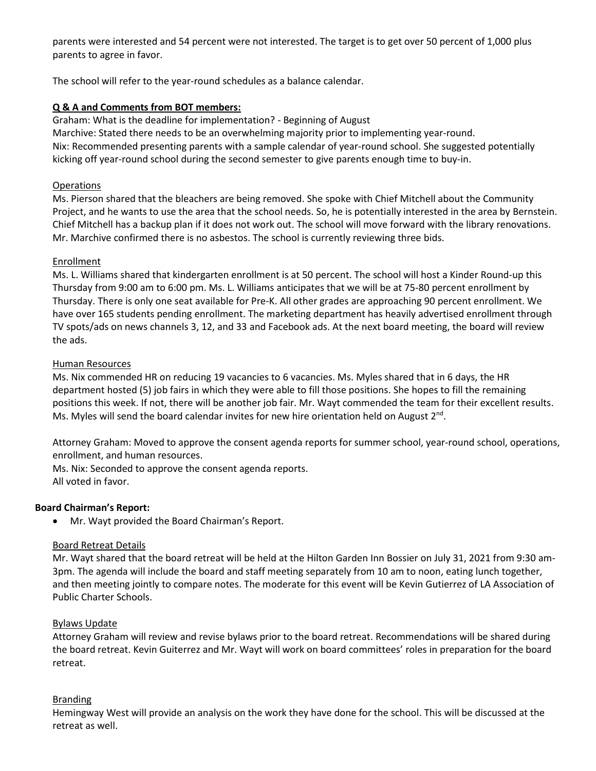parents were interested and 54 percent were not interested. The target is to get over 50 percent of 1,000 plus parents to agree in favor.

The school will refer to the year-round schedules as a balance calendar.

**Q & A and Comments from BOT members:**

Graham: What is the deadline for implementation? - Beginning of August

Marchive: Stated there needs to be an overwhelming majority prior to implementing year-round.

Nix: Recommended presenting parents with a sample calendar of year-round school. She suggested potentially kicking off year-round school during the second semester to give parents enough time to buy-in.

Operations

Ms. Pierson shared that the bleachers are being removed. She spoke with Chief Mitchell about the Community Project, and he wants to use the area that the school needs. So, he is potentially interested in the area by Bernstein. Chief Mitchell has a backup plan if it does not work out. The school will move forward with the library renovations. Mr. Marchive confirmed there is no asbestos. The school is currently reviewing three bids.

Enrollment

Ms. L. Williams shared that kindergarten enrollment is at 50 percent. The school will host a Kinder Round-up this Thursday from 9:00 am to 6:00 pm. Ms. L. Williams anticipates that we will be at 75-80 percent enrollment by Thursday. There is only one seat available for Pre-K. All other grades are approaching 90 percent enrollment. We have over 165 students pending enrollment. The marketing department has heavily advertised enrollment through TV spots/ads on news channels 3, 12, and 33 and Facebook ads. At the next board meeting, the board will review the ads.

Human Resources

Ms. Nix commended HR on reducing 19 vacancies to 6 vacancies. Ms. Myles shared that in 6 days, the HR department hosted (5) job fairs in which they were able to fill those positions. She hopes to fill the remaining positions this week. If not, there will be another job fair. Mr. Wayt commended the team for their excellent results. Ms. Myles will send the board calendar invites for new hire orientation held on August 2nd.

Attorney Graham: Moved to approve the consent agenda reports for summer school, year-round school, operations, enrollment, and human resources.

Ms. Nix: Seconded to approve the consent agenda reports.

All voted in favor.

**Board Chairman's Report:**

- Mr. Wayt provided the Board Chairman's Report.

Board Retreat Details

Mr. Wayt shared that the board retreat will be held at the Hilton Garden Inn Bossier on July 31, 2021 from 9:30 am-3pm. The agenda will include the board and staff meeting separately from 10 am to noon, eating lunch together, and then meeting jointly to compare notes. The moderate for this event will be Kevin Gutierrez of LA Association of Public Charter Schools.

Bylaws Update

Attorney Graham will review and revise bylaws prior to the board retreat. Recommendations will be shared during the board retreat. Kevin Guiterrez and Mr. Wayt will work on board committees' roles in preparation for the board retreat.

Branding

Hemingway West will provide an analysis on the work they have done for the school. This will be discussed at the retreat as well.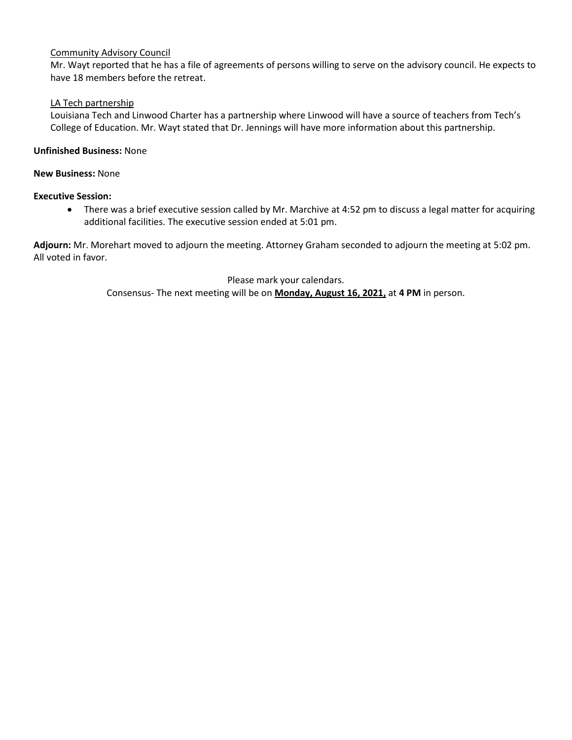Community Advisory Council

Mr. Wayt reported that he has a file of agreements of persons willing to serve on the advisory council. He expects to have 18 members before the retreat.

LA Tech partnership

Louisiana Tech and Linwood Charter has a partnership where Linwood will have a source of teachers from Tech's College of Education. Mr. Wayt stated that Dr. Jennings will have more information about this partnership.

**Unfinished Business:** None

**New Business:** None

**Executive Session:**

- There was a brief executive session called by Mr. Marchive at 4:52 pm to discuss a legal matter for acquiring additional facilities. The executive session ended at 5:01 pm.

**Adjourn:** Mr. Morehart moved to adjourn the meeting. Attorney Graham seconded to adjourn the meeting at 5:02 pm. All voted in favor.

Please mark your calendars.

Consensus- The next meeting will be on **Monday, August 16, 2021,** at **4 PM** in person.